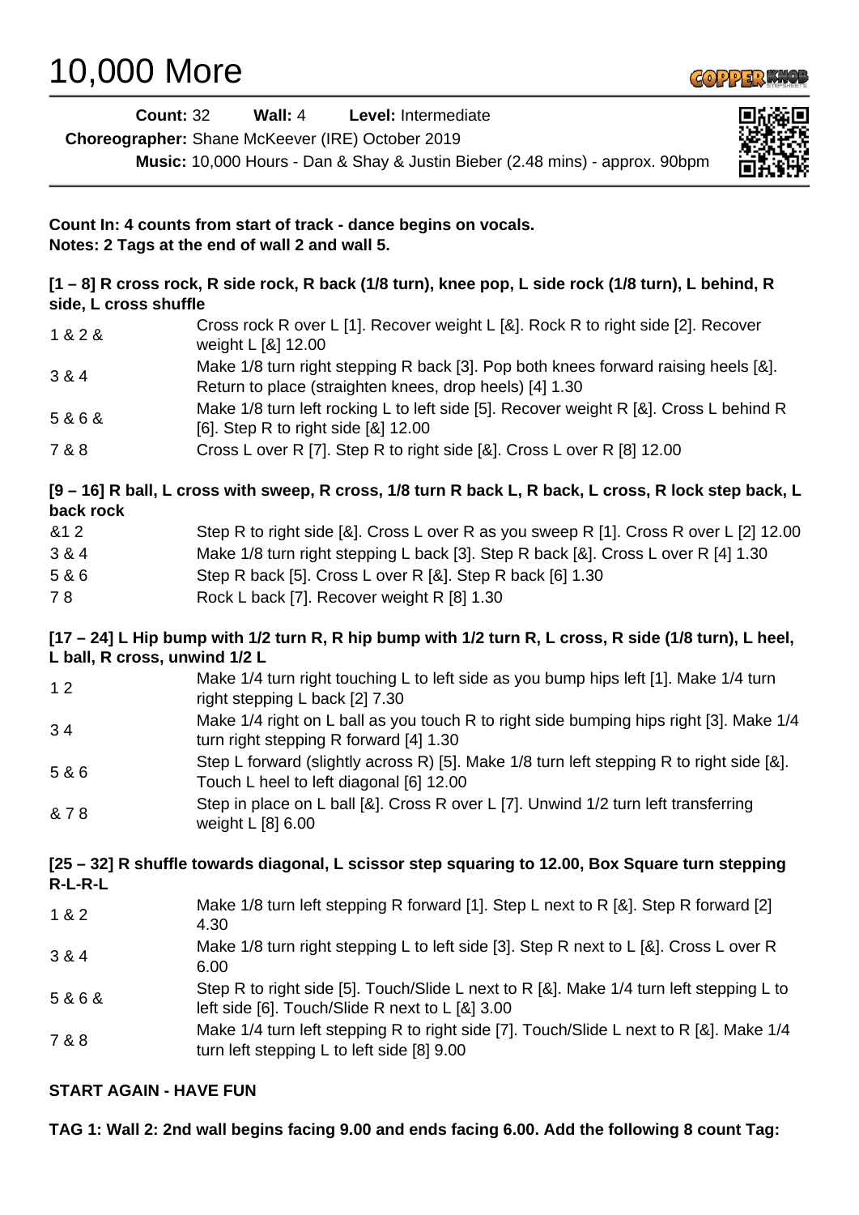# 10,000 More

**Count:** 32 **Wall:** 4 **Level:** Intermediate

**Choreographer:** Shane McKeever (IRE) October 2019

**Music:** 10,000 Hours - Dan & Shay & Justin Bieber (2.48 mins) - approx. 90bpm

**Count In: 4 counts from start of track - dance begins on vocals.**
**Notes: 2 Tags at the end of wall 2 and wall 5.**

**[1 – 8] R cross rock, R side rock, R back (1/8 turn), knee pop, L side rock (1/8 turn), L behind, R side, L cross shuffle**

| | |
|---|---|
| 1 & 2 & | Cross rock R over L [1]. Recover weight L [&]. Rock R to right side [2]. Recover weight L [&] 12.00 |
| 3 & 4 | Make 1/8 turn right stepping R back [3]. Pop both knees forward raising heels [&]. Return to place (straighten knees, drop heels) [4] 1.30 |
| 5 & 6 & | Make 1/8 turn left rocking L to left side [5]. Recover weight R [&]. Cross L behind R [6]. Step R to right side [&] 12.00 |
| 7 & 8 | Cross L over R [7]. Step R to right side [&]. Cross L over R [8] 12.00 |

**[9 – 16] R ball, L cross with sweep, R cross, 1/8 turn R back L, R back, L cross, R lock step back, L back rock**

| | |
|---|---|
| &1 2 | Step R to right side [&]. Cross L over R as you sweep R [1]. Cross R over L [2] 12.00 |
| 3 & 4 | Make 1/8 turn right stepping L back [3]. Step R back [&]. Cross L over R [4] 1.30 |
| 5 & 6 | Step R back [5]. Cross L over R [&]. Step R back [6] 1.30 |
| 7 8 | Rock L back [7]. Recover weight R [8] 1.30 |

**[17 – 24] L Hip bump with 1/2 turn R, R hip bump with 1/2 turn R, L cross, R side (1/8 turn), L heel, L ball, R cross, unwind 1/2 L**

| | |
|---|---|
| 1 2 | Make 1/4 turn right touching L to left side as you bump hips left [1]. Make 1/4 turn right stepping L back [2] 7.30 |
| 3 4 | Make 1/4 right on L ball as you touch R to right side bumping hips right [3]. Make 1/4 turn right stepping R forward [4] 1.30 |
| 5 & 6 | Step L forward (slightly across R) [5]. Make 1/8 turn left stepping R to right side [&]. Touch L heel to left diagonal [6] 12.00 |
| & 7 8 | Step in place on L ball [&]. Cross R over L [7]. Unwind 1/2 turn left transferring weight L [8] 6.00 |

**[25 – 32] R shuffle towards diagonal, L scissor step squaring to 12.00, Box Square turn stepping R-L-R-L**

| | |
|---|---|
| 1 & 2 | Make 1/8 turn left stepping R forward [1]. Step L next to R [&]. Step R forward [2] 4.30 |
| 3 & 4 | Make 1/8 turn right stepping L to left side [3]. Step R next to L [&]. Cross L over R 6.00 |
| 5 & 6 & | Step R to right side [5]. Touch/Slide L next to R [&]. Make 1/4 turn left stepping L to left side [6]. Touch/Slide R next to L [&] 3.00 |
| 7 & 8 | Make 1/4 turn left stepping R to right side [7]. Touch/Slide L next to R [&]. Make 1/4 turn left stepping L to left side [8] 9.00 |

**START AGAIN - HAVE FUN**

**TAG 1: Wall 2: 2nd wall begins facing 9.00 and ends facing 6.00. Add the following 8 count Tag:**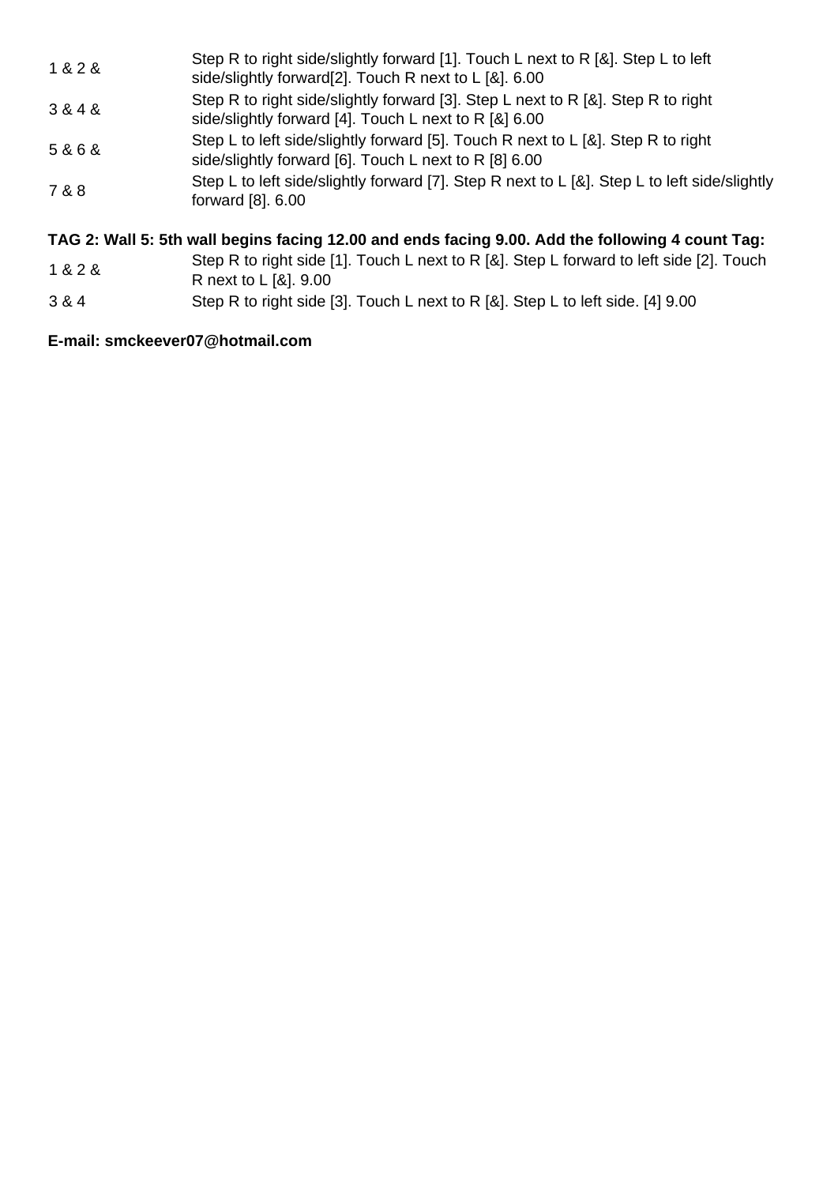| | |
|---|---|
| 1 & 2 & | Step R to right side/slightly forward [1]. Touch L next to R [&]. Step L to left side/slightly forward[2]. Touch R next to L [&]. 6.00 |
| 3 & 4 & | Step R to right side/slightly forward [3]. Step L next to R [&]. Step R to right side/slightly forward [4]. Touch L next to R [&] 6.00 |
| 5 & 6 & | Step L to left side/slightly forward [5]. Touch R next to L [&]. Step R to right side/slightly forward [6]. Touch L next to R [8] 6.00 |
| 7 & 8 | Step L to left side/slightly forward [7]. Step R next to L [&]. Step L to left side/slightly forward [8]. 6.00 |

**TAG 2: Wall 5: 5th wall begins facing 12.00 and ends facing 9.00. Add the following 4 count Tag:**

| | |
|---|---|
| 1 & 2 & | Step R to right side [1]. Touch L next to R [&]. Step L forward to left side [2]. Touch R next to L [&]. 9.00 |
| 3 & 4 | Step R to right side [3]. Touch L next to R [&]. Step L to left side. [4] 9.00 |

**E-mail: smckeever07@hotmail.com**